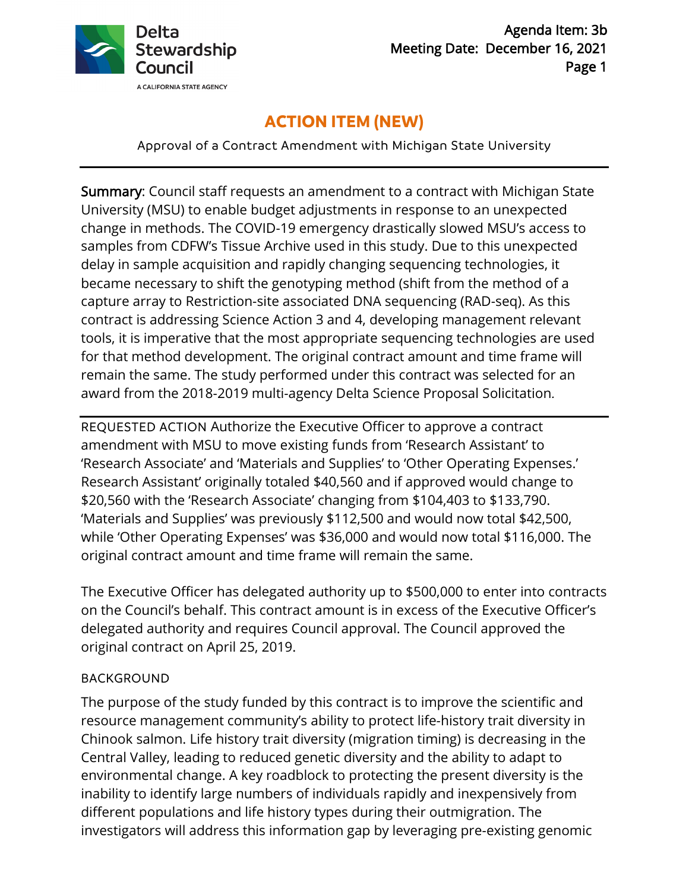# ACTION ITEM (NEW)

Approval of a Contract Amendment with Michigan State University

**Summary**: Council staff requests an amendment to a contract with Michigan State University (MSU) to enable budget adjustments in response to an unexpected change in methods. The COVID-19 emergency drastically slowed MSU's access to samples from CDFW's Tissue Archive used in this study. Due to this unexpected delay in sample acquisition and rapidly changing sequencing technologies, it became necessary to shift the genotyping method (shift from the method of a capture array to Restriction-site associated DNA sequencing (RAD-seq). As this contract is addressing Science Action 3 and 4, developing management relevant tools, it is imperative that the most appropriate sequencing technologies are used for that method development. The original contract amount and time frame will remain the same. The study performed under this contract was selected for an award from the 2018-2019 multi-agency Delta Science Proposal Solicitation.

REQUESTED ACTION Authorize the Executive Officer to approve a contract amendment with MSU to move existing funds from 'Research Assistant' to 'Research Associate' and 'Materials and Supplies' to 'Other Operating Expenses.' Research Assistant' originally totaled $40,560 and if approved would change to $20,560 with the 'Research Associate' changing from $104,403 to $133,790. 'Materials and Supplies' was previously $112,500 and would now total $42,500, while 'Other Operating Expenses' was $36,000 and would now total $116,000. The original contract amount and time frame will remain the same.

The Executive Officer has delegated authority up to $500,000 to enter into contracts on the Council's behalf. This contract amount is in excess of the Executive Officer's delegated authority and requires Council approval. The Council approved the original contract on April 25, 2019.

## BACKGROUND

The purpose of the study funded by this contract is to improve the scientific and resource management community's ability to protect life-history trait diversity in Chinook salmon. Life history trait diversity (migration timing) is decreasing in the Central Valley, leading to reduced genetic diversity and the ability to adapt to environmental change. A key roadblock to protecting the present diversity is the inability to identify large numbers of individuals rapidly and inexpensively from different populations and life history types during their outmigration. The investigators will address this information gap by leveraging pre-existing genomic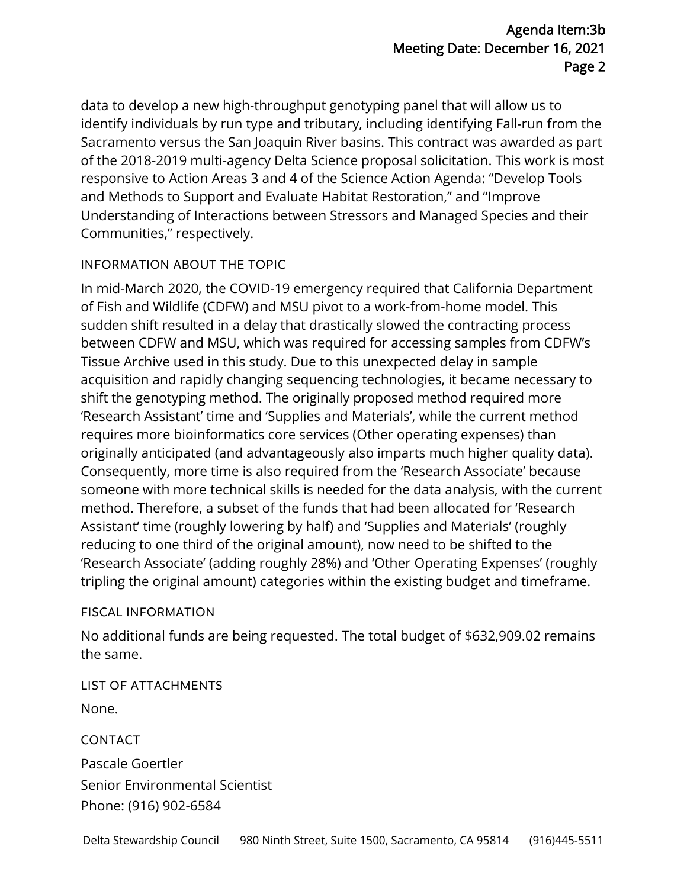data to develop a new high-throughput genotyping panel that will allow us to identify individuals by run type and tributary, including identifying Fall-run from the Sacramento versus the San Joaquin River basins. This contract was awarded as part of the 2018-2019 multi-agency Delta Science proposal solicitation. This work is most responsive to Action Areas 3 and 4 of the Science Action Agenda: "Develop Tools and Methods to Support and Evaluate Habitat Restoration," and "Improve Understanding of Interactions between Stressors and Managed Species and their Communities," respectively.

## INFORMATION ABOUT THE TOPIC

In mid-March 2020, the COVID-19 emergency required that California Department of Fish and Wildlife (CDFW) and MSU pivot to a work-from-home model. This sudden shift resulted in a delay that drastically slowed the contracting process between CDFW and MSU, which was required for accessing samples from CDFW's Tissue Archive used in this study. Due to this unexpected delay in sample acquisition and rapidly changing sequencing technologies, it became necessary to shift the genotyping method. The originally proposed method required more 'Research Assistant' time and 'Supplies and Materials', while the current method requires more bioinformatics core services (Other operating expenses) than originally anticipated (and advantageously also imparts much higher quality data). Consequently, more time is also required from the 'Research Associate' because someone with more technical skills is needed for the data analysis, with the current method. Therefore, a subset of the funds that had been allocated for 'Research Assistant' time (roughly lowering by half) and 'Supplies and Materials' (roughly reducing to one third of the original amount), now need to be shifted to the 'Research Associate' (adding roughly 28%) and 'Other Operating Expenses' (roughly tripling the original amount) categories within the existing budget and timeframe.

## FISCAL INFORMATION

No additional funds are being requested. The total budget of $632,909.02 remains the same.

## LIST OF ATTACHMENTS

None.

## CONTACT

Pascale Goertler  
Senior Environmental Scientist  
Phone: (916) 902-6584